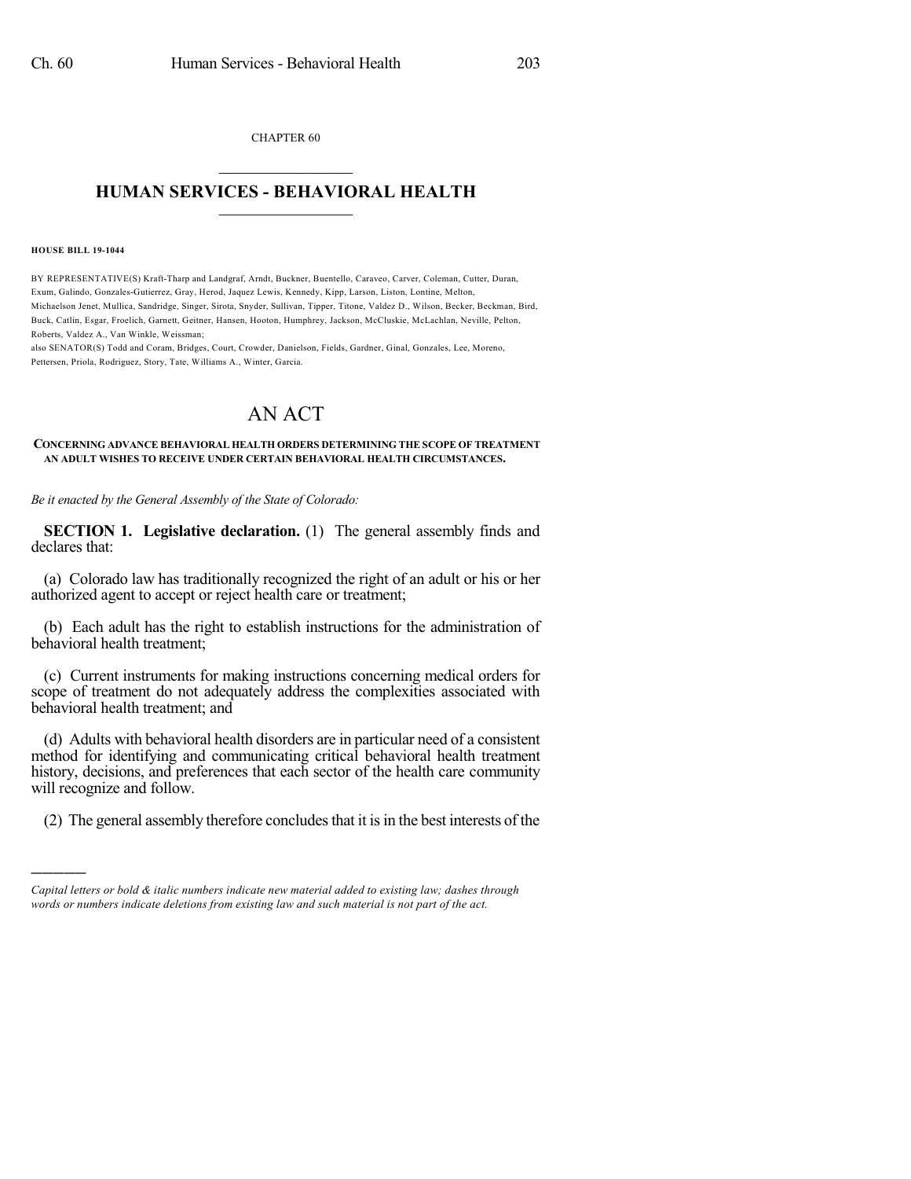CHAPTER 60

# HUMAN SERVICES - BEHAVIORAL HEALTH

**HOUSE BILL 19-1044**

BY REPRESENTATIVE(S) Kraft-Tharp and Landgraf, Arndt, Buckner, Buentello, Caraveo, Carver, Coleman, Cutter, Duran, Exum, Galindo, Gonzales-Gutierrez, Gray, Herod, Jaquez Lewis, Kennedy, Kipp, Larson, Liston, Lontine, Melton, Michaelson Jenet, Mullica, Sandridge, Singer, Sirota, Snyder, Sullivan, Tipper, Titone, Valdez D., Wilson, Becker, Beckman, Bird, Buck, Catlin, Esgar, Froelich, Garnett, Geitner, Hansen, Hooton, Humphrey, Jackson, McCluskie, McLachlan, Neville, Pelton, Roberts, Valdez A., Van Winkle, Weissman;
also SENATOR(S) Todd and Coram, Bridges, Court, Crowder, Danielson, Fields, Gardner, Ginal, Gonzales, Lee, Moreno, Pettersen, Priola, Rodriguez, Story, Tate, Williams A., Winter, Garcia.

# AN ACT

**CONCERNING ADVANCE BEHAVIORAL HEALTH ORDERS DETERMINING THE SCOPE OF TREATMENT AN ADULT WISHES TO RECEIVE UNDER CERTAIN BEHAVIORAL HEALTH CIRCUMSTANCES.**

*Be it enacted by the General Assembly of the State of Colorado:*

**SECTION 1. Legislative declaration.** (1) The general assembly finds and declares that:

(a) Colorado law has traditionally recognized the right of an adult or his or her authorized agent to accept or reject health care or treatment;

(b) Each adult has the right to establish instructions for the administration of behavioral health treatment;

(c) Current instruments for making instructions concerning medical orders for scope of treatment do not adequately address the complexities associated with behavioral health treatment; and

(d) Adults with behavioral health disorders are in particular need of a consistent method for identifying and communicating critical behavioral health treatment history, decisions, and preferences that each sector of the health care community will recognize and follow.

(2) The general assembly therefore concludes that it is in the best interests of the

---

*Capital letters or bold & italic numbers indicate new material added to existing law; dashes through words or numbers indicate deletions from existing law and such material is not part of the act.*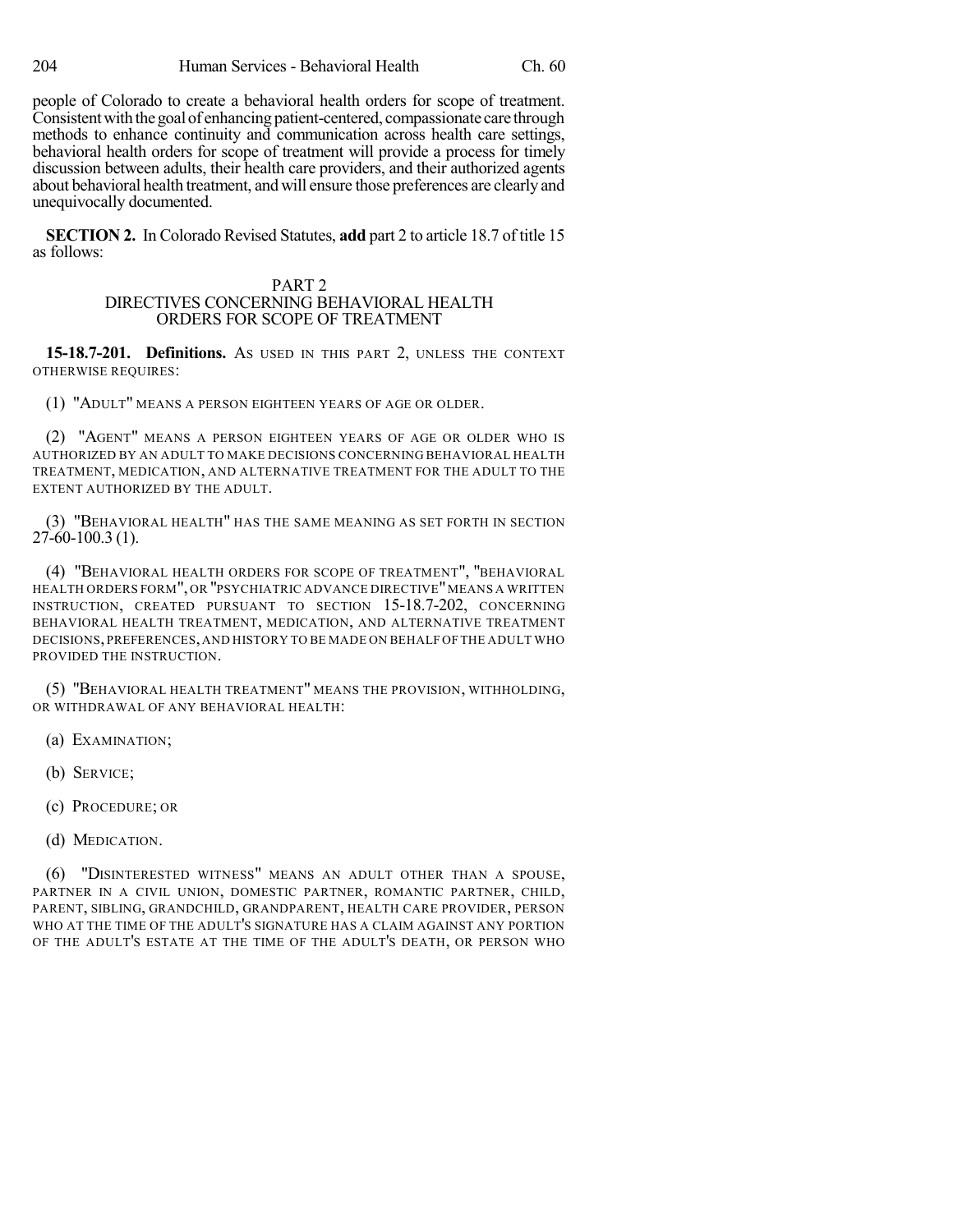people of Colorado to create a behavioral health orders for scope of treatment. Consistent with the goal of enhancing patient-centered, compassionate care through methods to enhance continuity and communication across health care settings, behavioral health orders for scope of treatment will provide a process for timely discussion between adults, their health care providers, and their authorized agents about behavioral health treatment, and will ensure those preferences are clearly and unequivocally documented.

**SECTION 2.** In Colorado Revised Statutes, **add** part 2 to article 18.7 of title 15 as follows:

PART 2
DIRECTIVES CONCERNING BEHAVIORAL HEALTH
ORDERS FOR SCOPE OF TREATMENT

**15-18.7-201. Definitions.** AS USED IN THIS PART 2, UNLESS THE CONTEXT OTHERWISE REQUIRES:

(1) "ADULT" MEANS A PERSON EIGHTEEN YEARS OF AGE OR OLDER.

(2) "AGENT" MEANS A PERSON EIGHTEEN YEARS OF AGE OR OLDER WHO IS AUTHORIZED BY AN ADULT TO MAKE DECISIONS CONCERNING BEHAVIORAL HEALTH TREATMENT, MEDICATION, AND ALTERNATIVE TREATMENT FOR THE ADULT TO THE EXTENT AUTHORIZED BY THE ADULT.

(3) "BEHAVIORAL HEALTH" HAS THE SAME MEANING AS SET FORTH IN SECTION 27-60-100.3 (1).

(4) "BEHAVIORAL HEALTH ORDERS FOR SCOPE OF TREATMENT", "BEHAVIORAL HEALTH ORDERS FORM", OR "PSYCHIATRIC ADVANCE DIRECTIVE" MEANS A WRITTEN INSTRUCTION, CREATED PURSUANT TO SECTION 15-18.7-202, CONCERNING BEHAVIORAL HEALTH TREATMENT, MEDICATION, AND ALTERNATIVE TREATMENT DECISIONS, PREFERENCES, AND HISTORY TO BE MADE ON BEHALF OF THE ADULT WHO PROVIDED THE INSTRUCTION.

(5) "BEHAVIORAL HEALTH TREATMENT" MEANS THE PROVISION, WITHHOLDING, OR WITHDRAWAL OF ANY BEHAVIORAL HEALTH:

(a) EXAMINATION;

(b) SERVICE;

(c) PROCEDURE; OR

(d) MEDICATION.

(6) "DISINTERESTED WITNESS" MEANS AN ADULT OTHER THAN A SPOUSE, PARTNER IN A CIVIL UNION, DOMESTIC PARTNER, ROMANTIC PARTNER, CHILD, PARENT, SIBLING, GRANDCHILD, GRANDPARENT, HEALTH CARE PROVIDER, PERSON WHO AT THE TIME OF THE ADULT'S SIGNATURE HAS A CLAIM AGAINST ANY PORTION OF THE ADULT'S ESTATE AT THE TIME OF THE ADULT'S DEATH, OR PERSON WHO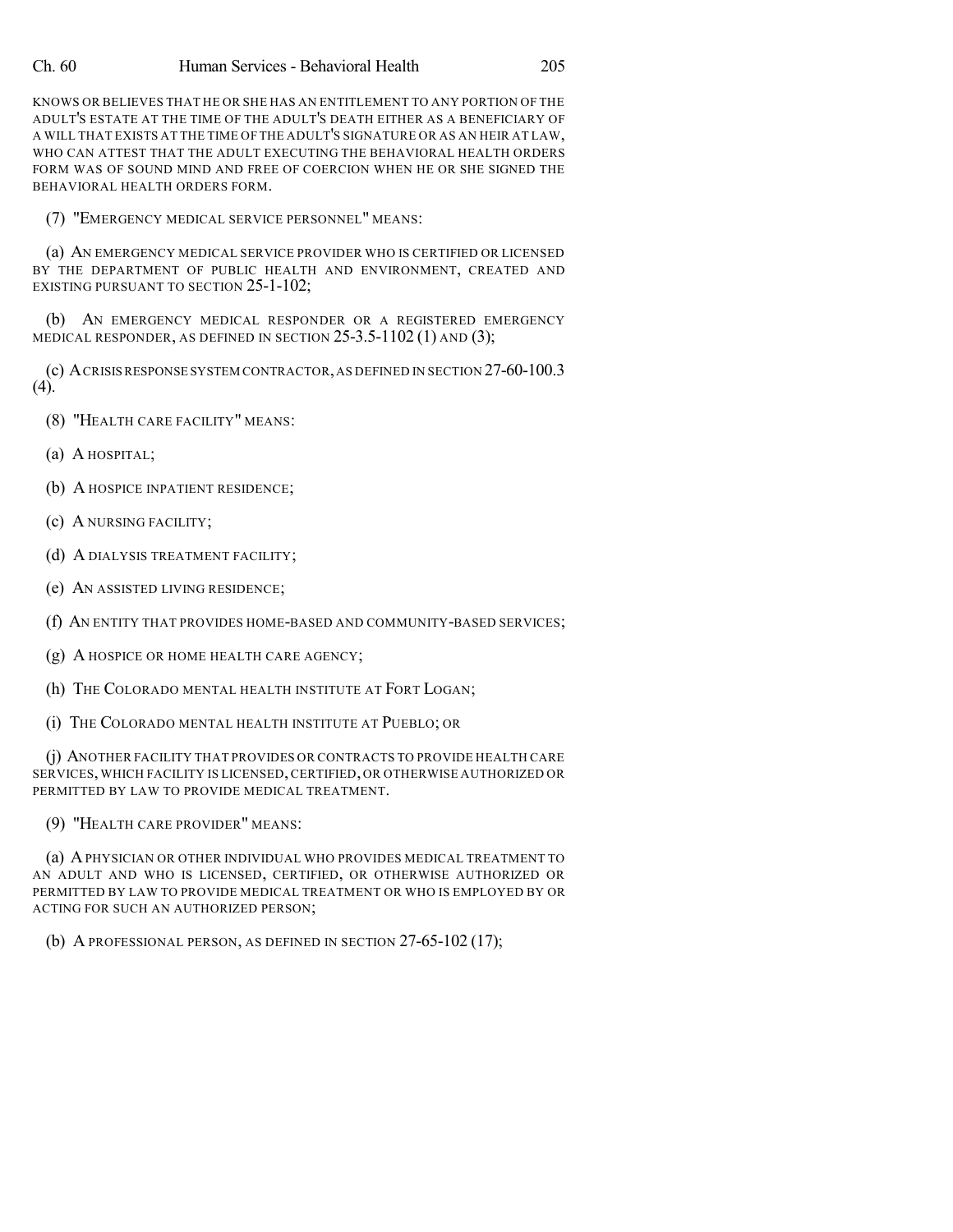KNOWS OR BELIEVES THAT HE OR SHE HAS AN ENTITLEMENT TO ANY PORTION OF THE ADULT'S ESTATE AT THE TIME OF THE ADULT'S DEATH EITHER AS A BENEFICIARY OF A WILL THAT EXISTS AT THE TIME OF THE ADULT'S SIGNATURE OR AS AN HEIR AT LAW, WHO CAN ATTEST THAT THE ADULT EXECUTING THE BEHAVIORAL HEALTH ORDERS FORM WAS OF SOUND MIND AND FREE OF COERCION WHEN HE OR SHE SIGNED THE BEHAVIORAL HEALTH ORDERS FORM.

(7) "EMERGENCY MEDICAL SERVICE PERSONNEL" MEANS:

(a) AN EMERGENCY MEDICAL SERVICE PROVIDER WHO IS CERTIFIED OR LICENSED BY THE DEPARTMENT OF PUBLIC HEALTH AND ENVIRONMENT, CREATED AND EXISTING PURSUANT TO SECTION 25-1-102;

(b) AN EMERGENCY MEDICAL RESPONDER OR A REGISTERED EMERGENCY MEDICAL RESPONDER, AS DEFINED IN SECTION 25-3.5-1102 (1) AND (3);

(c) A CRISIS RESPONSE SYSTEM CONTRACTOR, AS DEFINED IN SECTION 27-60-100.3 (4).

(8) "HEALTH CARE FACILITY" MEANS:

(a) A HOSPITAL;

(b) A HOSPICE INPATIENT RESIDENCE;

(c) A NURSING FACILITY;

(d) A DIALYSIS TREATMENT FACILITY;

(e) AN ASSISTED LIVING RESIDENCE;

(f) AN ENTITY THAT PROVIDES HOME-BASED AND COMMUNITY-BASED SERVICES;

(g) A HOSPICE OR HOME HEALTH CARE AGENCY;

(h) THE COLORADO MENTAL HEALTH INSTITUTE AT FORT LOGAN;

(i) THE COLORADO MENTAL HEALTH INSTITUTE AT PUEBLO; OR

(j) ANOTHER FACILITY THAT PROVIDES OR CONTRACTS TO PROVIDE HEALTH CARE SERVICES, WHICH FACILITY IS LICENSED, CERTIFIED, OR OTHERWISE AUTHORIZED OR PERMITTED BY LAW TO PROVIDE MEDICAL TREATMENT.

(9) "HEALTH CARE PROVIDER" MEANS:

(a) A PHYSICIAN OR OTHER INDIVIDUAL WHO PROVIDES MEDICAL TREATMENT TO AN ADULT AND WHO IS LICENSED, CERTIFIED, OR OTHERWISE AUTHORIZED OR PERMITTED BY LAW TO PROVIDE MEDICAL TREATMENT OR WHO IS EMPLOYED BY OR ACTING FOR SUCH AN AUTHORIZED PERSON;

(b) A PROFESSIONAL PERSON, AS DEFINED IN SECTION 27-65-102 (17);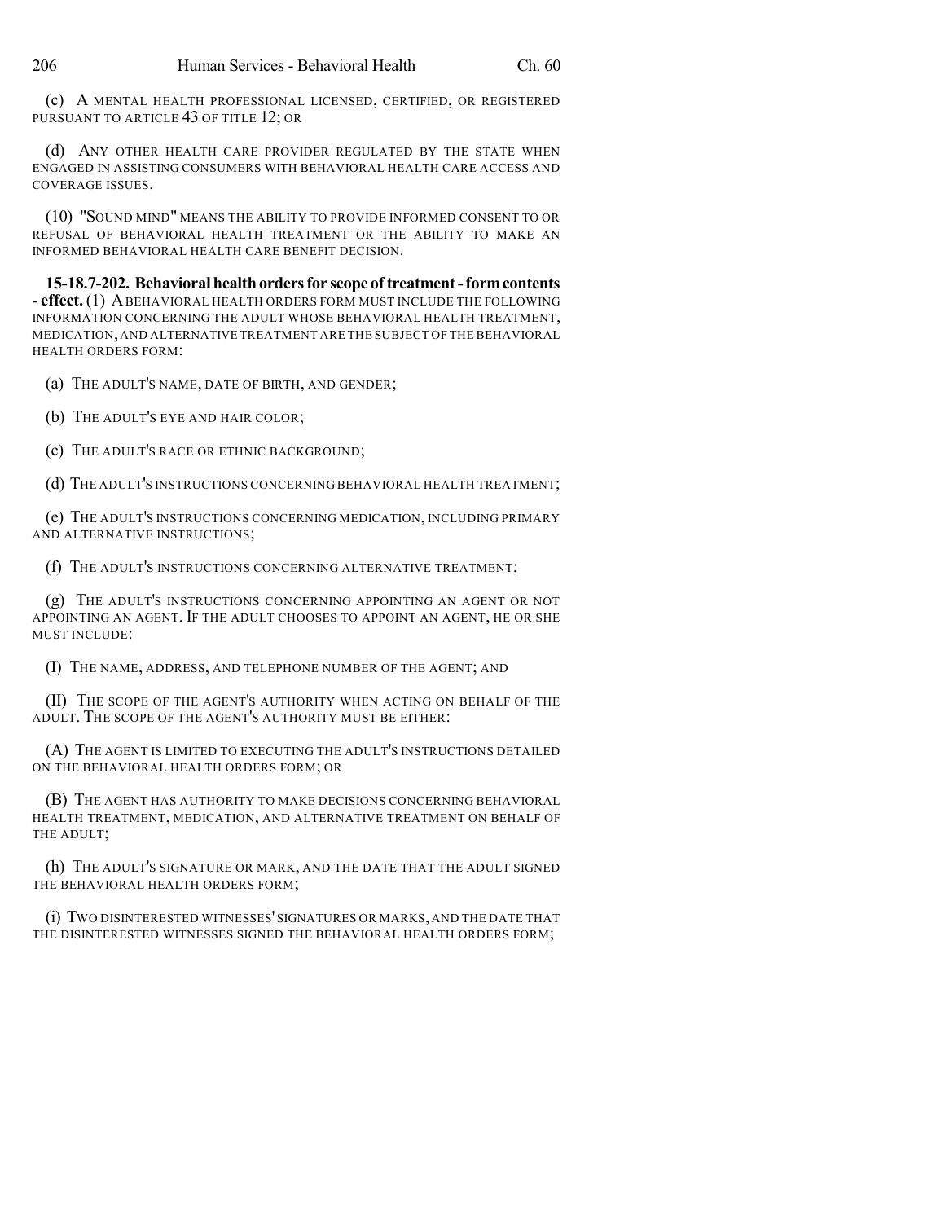(c) A MENTAL HEALTH PROFESSIONAL LICENSED, CERTIFIED, OR REGISTERED PURSUANT TO ARTICLE 43 OF TITLE 12; OR

(d) ANY OTHER HEALTH CARE PROVIDER REGULATED BY THE STATE WHEN ENGAGED IN ASSISTING CONSUMERS WITH BEHAVIORAL HEALTH CARE ACCESS AND COVERAGE ISSUES.

(10) "SOUND MIND" MEANS THE ABILITY TO PROVIDE INFORMED CONSENT TO OR REFUSAL OF BEHAVIORAL HEALTH TREATMENT OR THE ABILITY TO MAKE AN INFORMED BEHAVIORAL HEALTH CARE BENEFIT DECISION.

**15-18.7-202. Behavioral health orders for scope of treatment - form contents - effect.** (1) A BEHAVIORAL HEALTH ORDERS FORM MUST INCLUDE THE FOLLOWING INFORMATION CONCERNING THE ADULT WHOSE BEHAVIORAL HEALTH TREATMENT, MEDICATION, AND ALTERNATIVE TREATMENT ARE THE SUBJECT OF THE BEHAVIORAL HEALTH ORDERS FORM:

(a) THE ADULT'S NAME, DATE OF BIRTH, AND GENDER;

(b) THE ADULT'S EYE AND HAIR COLOR;

(c) THE ADULT'S RACE OR ETHNIC BACKGROUND;

(d) THE ADULT'S INSTRUCTIONS CONCERNING BEHAVIORAL HEALTH TREATMENT;

(e) THE ADULT'S INSTRUCTIONS CONCERNING MEDICATION, INCLUDING PRIMARY AND ALTERNATIVE INSTRUCTIONS;

(f) THE ADULT'S INSTRUCTIONS CONCERNING ALTERNATIVE TREATMENT;

(g) THE ADULT'S INSTRUCTIONS CONCERNING APPOINTING AN AGENT OR NOT APPOINTING AN AGENT. IF THE ADULT CHOOSES TO APPOINT AN AGENT, HE OR SHE MUST INCLUDE:

(I) THE NAME, ADDRESS, AND TELEPHONE NUMBER OF THE AGENT; AND

(II) THE SCOPE OF THE AGENT'S AUTHORITY WHEN ACTING ON BEHALF OF THE ADULT. THE SCOPE OF THE AGENT'S AUTHORITY MUST BE EITHER:

(A) THE AGENT IS LIMITED TO EXECUTING THE ADULT'S INSTRUCTIONS DETAILED ON THE BEHAVIORAL HEALTH ORDERS FORM; OR

(B) THE AGENT HAS AUTHORITY TO MAKE DECISIONS CONCERNING BEHAVIORAL HEALTH TREATMENT, MEDICATION, AND ALTERNATIVE TREATMENT ON BEHALF OF THE ADULT;

(h) THE ADULT'S SIGNATURE OR MARK, AND THE DATE THAT THE ADULT SIGNED THE BEHAVIORAL HEALTH ORDERS FORM;

(i) TWO DISINTERESTED WITNESSES' SIGNATURES OR MARKS, AND THE DATE THAT THE DISINTERESTED WITNESSES SIGNED THE BEHAVIORAL HEALTH ORDERS FORM;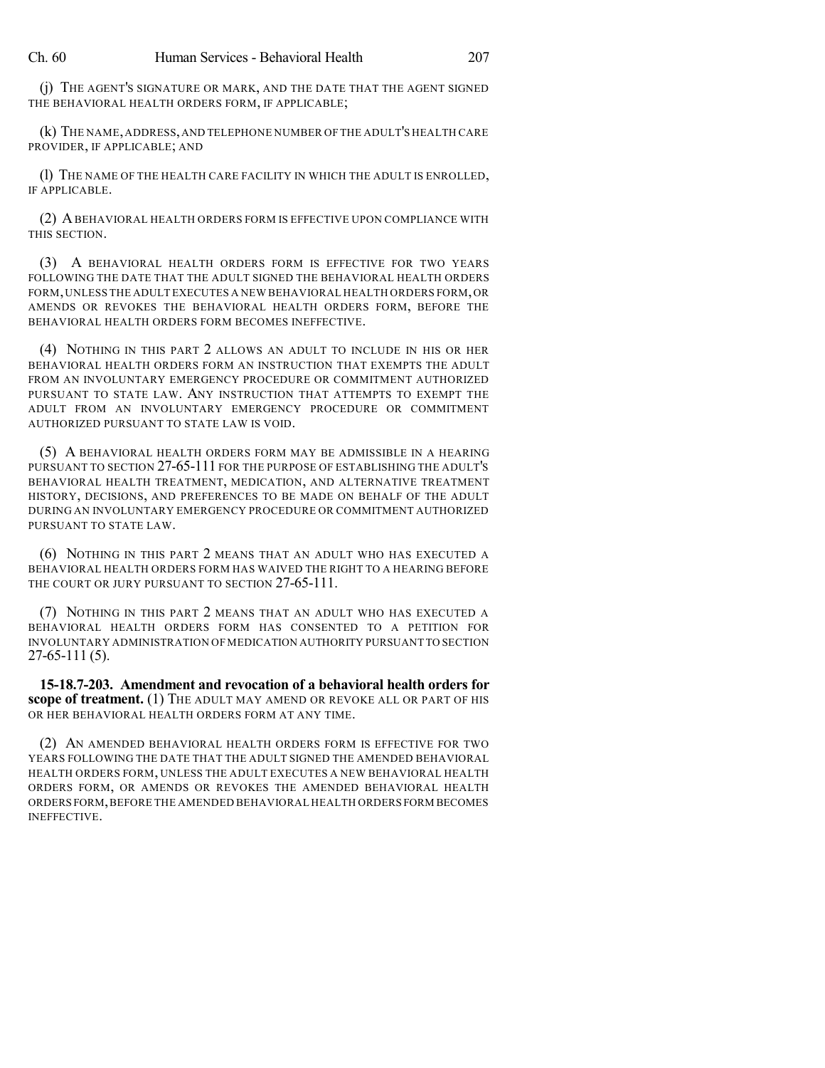(j) THE AGENT'S SIGNATURE OR MARK, AND THE DATE THAT THE AGENT SIGNED THE BEHAVIORAL HEALTH ORDERS FORM, IF APPLICABLE;

(k) THE NAME, ADDRESS, AND TELEPHONE NUMBER OF THE ADULT'S HEALTH CARE PROVIDER, IF APPLICABLE; AND

(l) THE NAME OF THE HEALTH CARE FACILITY IN WHICH THE ADULT IS ENROLLED, IF APPLICABLE.

(2) A BEHAVIORAL HEALTH ORDERS FORM IS EFFECTIVE UPON COMPLIANCE WITH THIS SECTION.

(3) A BEHAVIORAL HEALTH ORDERS FORM IS EFFECTIVE FOR TWO YEARS FOLLOWING THE DATE THAT THE ADULT SIGNED THE BEHAVIORAL HEALTH ORDERS FORM, UNLESS THE ADULT EXECUTES A NEW BEHAVIORAL HEALTH ORDERS FORM, OR AMENDS OR REVOKES THE BEHAVIORAL HEALTH ORDERS FORM, BEFORE THE BEHAVIORAL HEALTH ORDERS FORM BECOMES INEFFECTIVE.

(4) NOTHING IN THIS PART 2 ALLOWS AN ADULT TO INCLUDE IN HIS OR HER BEHAVIORAL HEALTH ORDERS FORM AN INSTRUCTION THAT EXEMPTS THE ADULT FROM AN INVOLUNTARY EMERGENCY PROCEDURE OR COMMITMENT AUTHORIZED PURSUANT TO STATE LAW. ANY INSTRUCTION THAT ATTEMPTS TO EXEMPT THE ADULT FROM AN INVOLUNTARY EMERGENCY PROCEDURE OR COMMITMENT AUTHORIZED PURSUANT TO STATE LAW IS VOID.

(5) A BEHAVIORAL HEALTH ORDERS FORM MAY BE ADMISSIBLE IN A HEARING PURSUANT TO SECTION 27-65-111 FOR THE PURPOSE OF ESTABLISHING THE ADULT'S BEHAVIORAL HEALTH TREATMENT, MEDICATION, AND ALTERNATIVE TREATMENT HISTORY, DECISIONS, AND PREFERENCES TO BE MADE ON BEHALF OF THE ADULT DURING AN INVOLUNTARY EMERGENCY PROCEDURE OR COMMITMENT AUTHORIZED PURSUANT TO STATE LAW.

(6) NOTHING IN THIS PART 2 MEANS THAT AN ADULT WHO HAS EXECUTED A BEHAVIORAL HEALTH ORDERS FORM HAS WAIVED THE RIGHT TO A HEARING BEFORE THE COURT OR JURY PURSUANT TO SECTION 27-65-111.

(7) NOTHING IN THIS PART 2 MEANS THAT AN ADULT WHO HAS EXECUTED A BEHAVIORAL HEALTH ORDERS FORM HAS CONSENTED TO A PETITION FOR INVOLUNTARY ADMINISTRATION OF MEDICATION AUTHORITY PURSUANT TO SECTION 27-65-111 (5).

**15-18.7-203. Amendment and revocation of a behavioral health orders for scope of treatment.** (1) THE ADULT MAY AMEND OR REVOKE ALL OR PART OF HIS OR HER BEHAVIORAL HEALTH ORDERS FORM AT ANY TIME.

(2) AN AMENDED BEHAVIORAL HEALTH ORDERS FORM IS EFFECTIVE FOR TWO YEARS FOLLOWING THE DATE THAT THE ADULT SIGNED THE AMENDED BEHAVIORAL HEALTH ORDERS FORM, UNLESS THE ADULT EXECUTES A NEW BEHAVIORAL HEALTH ORDERS FORM, OR AMENDS OR REVOKES THE AMENDED BEHAVIORAL HEALTH ORDERS FORM, BEFORE THE AMENDED BEHAVIORAL HEALTH ORDERS FORM BECOMES INEFFECTIVE.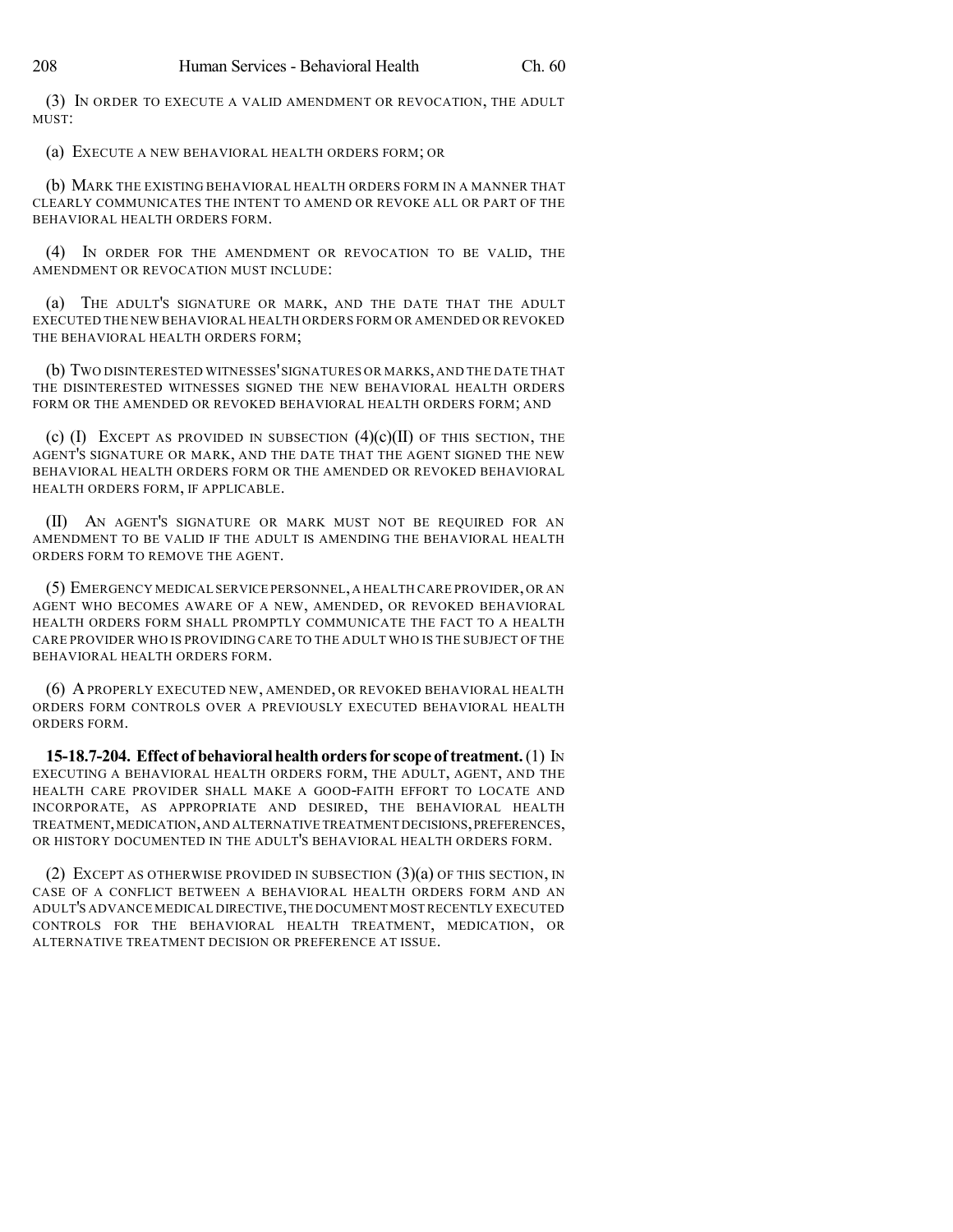(3) IN ORDER TO EXECUTE A VALID AMENDMENT OR REVOCATION, THE ADULT MUST:

(a) EXECUTE A NEW BEHAVIORAL HEALTH ORDERS FORM; OR

(b) MARK THE EXISTING BEHAVIORAL HEALTH ORDERS FORM IN A MANNER THAT CLEARLY COMMUNICATES THE INTENT TO AMEND OR REVOKE ALL OR PART OF THE BEHAVIORAL HEALTH ORDERS FORM.

(4) IN ORDER FOR THE AMENDMENT OR REVOCATION TO BE VALID, THE AMENDMENT OR REVOCATION MUST INCLUDE:

(a) THE ADULT'S SIGNATURE OR MARK, AND THE DATE THAT THE ADULT EXECUTED THE NEW BEHAVIORAL HEALTH ORDERS FORM OR AMENDED OR REVOKED THE BEHAVIORAL HEALTH ORDERS FORM;

(b) TWO DISINTERESTED WITNESSES' SIGNATURES OR MARKS, AND THE DATE THAT THE DISINTERESTED WITNESSES SIGNED THE NEW BEHAVIORAL HEALTH ORDERS FORM OR THE AMENDED OR REVOKED BEHAVIORAL HEALTH ORDERS FORM; AND

(c) (I) EXCEPT AS PROVIDED IN SUBSECTION (4)(c)(II) OF THIS SECTION, THE AGENT'S SIGNATURE OR MARK, AND THE DATE THAT THE AGENT SIGNED THE NEW BEHAVIORAL HEALTH ORDERS FORM OR THE AMENDED OR REVOKED BEHAVIORAL HEALTH ORDERS FORM, IF APPLICABLE.

(II) AN AGENT'S SIGNATURE OR MARK MUST NOT BE REQUIRED FOR AN AMENDMENT TO BE VALID IF THE ADULT IS AMENDING THE BEHAVIORAL HEALTH ORDERS FORM TO REMOVE THE AGENT.

(5) EMERGENCY MEDICAL SERVICE PERSONNEL, A HEALTH CARE PROVIDER, OR AN AGENT WHO BECOMES AWARE OF A NEW, AMENDED, OR REVOKED BEHAVIORAL HEALTH ORDERS FORM SHALL PROMPTLY COMMUNICATE THE FACT TO A HEALTH CARE PROVIDER WHO IS PROVIDING CARE TO THE ADULT WHO IS THE SUBJECT OF THE BEHAVIORAL HEALTH ORDERS FORM.

(6) A PROPERLY EXECUTED NEW, AMENDED, OR REVOKED BEHAVIORAL HEALTH ORDERS FORM CONTROLS OVER A PREVIOUSLY EXECUTED BEHAVIORAL HEALTH ORDERS FORM.

**15-18.7-204. Effect of behavioral health orders for scope of treatment.** (1) IN EXECUTING A BEHAVIORAL HEALTH ORDERS FORM, THE ADULT, AGENT, AND THE HEALTH CARE PROVIDER SHALL MAKE A GOOD-FAITH EFFORT TO LOCATE AND INCORPORATE, AS APPROPRIATE AND DESIRED, THE BEHAVIORAL HEALTH TREATMENT, MEDICATION, AND ALTERNATIVE TREATMENT DECISIONS, PREFERENCES, OR HISTORY DOCUMENTED IN THE ADULT'S BEHAVIORAL HEALTH ORDERS FORM.

(2) EXCEPT AS OTHERWISE PROVIDED IN SUBSECTION (3)(a) OF THIS SECTION, IN CASE OF A CONFLICT BETWEEN A BEHAVIORAL HEALTH ORDERS FORM AND AN ADULT'S ADVANCE MEDICAL DIRECTIVE, THE DOCUMENT MOST RECENTLY EXECUTED CONTROLS FOR THE BEHAVIORAL HEALTH TREATMENT, MEDICATION, OR ALTERNATIVE TREATMENT DECISION OR PREFERENCE AT ISSUE.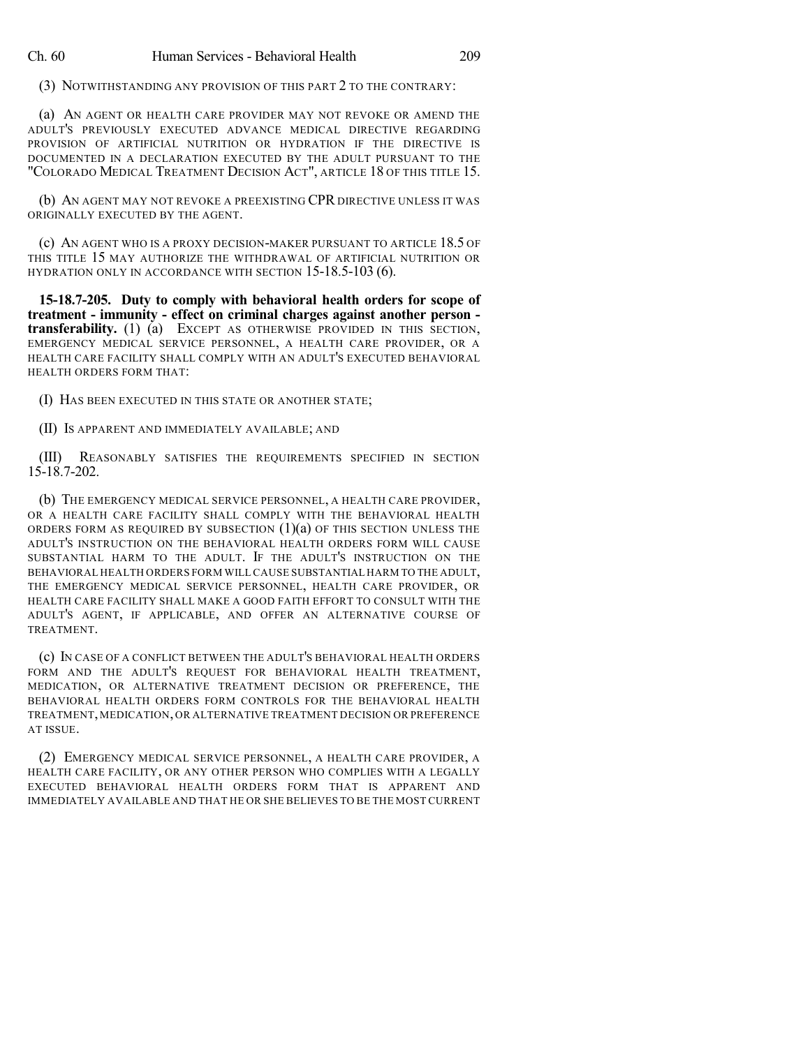(3) NOTWITHSTANDING ANY PROVISION OF THIS PART 2 TO THE CONTRARY:

(a) AN AGENT OR HEALTH CARE PROVIDER MAY NOT REVOKE OR AMEND THE ADULT'S PREVIOUSLY EXECUTED ADVANCE MEDICAL DIRECTIVE REGARDING PROVISION OF ARTIFICIAL NUTRITION OR HYDRATION IF THE DIRECTIVE IS DOCUMENTED IN A DECLARATION EXECUTED BY THE ADULT PURSUANT TO THE "COLORADO MEDICAL TREATMENT DECISION ACT", ARTICLE 18 OF THIS TITLE 15.

(b) AN AGENT MAY NOT REVOKE A PREEXISTING CPR DIRECTIVE UNLESS IT WAS ORIGINALLY EXECUTED BY THE AGENT.

(c) AN AGENT WHO IS A PROXY DECISION-MAKER PURSUANT TO ARTICLE 18.5 OF THIS TITLE 15 MAY AUTHORIZE THE WITHDRAWAL OF ARTIFICIAL NUTRITION OR HYDRATION ONLY IN ACCORDANCE WITH SECTION 15-18.5-103 (6).

**15-18.7-205. Duty to comply with behavioral health orders for scope of treatment - immunity - effect on criminal charges against another person - transferability.** (1) (a) EXCEPT AS OTHERWISE PROVIDED IN THIS SECTION, EMERGENCY MEDICAL SERVICE PERSONNEL, A HEALTH CARE PROVIDER, OR A HEALTH CARE FACILITY SHALL COMPLY WITH AN ADULT'S EXECUTED BEHAVIORAL HEALTH ORDERS FORM THAT:

(I) HAS BEEN EXECUTED IN THIS STATE OR ANOTHER STATE;

(II) IS APPARENT AND IMMEDIATELY AVAILABLE; AND

(III) REASONABLY SATISFIES THE REQUIREMENTS SPECIFIED IN SECTION 15-18.7-202.

(b) THE EMERGENCY MEDICAL SERVICE PERSONNEL, A HEALTH CARE PROVIDER, OR A HEALTH CARE FACILITY SHALL COMPLY WITH THE BEHAVIORAL HEALTH ORDERS FORM AS REQUIRED BY SUBSECTION (1)(a) OF THIS SECTION UNLESS THE ADULT'S INSTRUCTION ON THE BEHAVIORAL HEALTH ORDERS FORM WILL CAUSE SUBSTANTIAL HARM TO THE ADULT. IF THE ADULT'S INSTRUCTION ON THE BEHAVIORAL HEALTH ORDERS FORM WILL CAUSE SUBSTANTIAL HARM TO THE ADULT, THE EMERGENCY MEDICAL SERVICE PERSONNEL, HEALTH CARE PROVIDER, OR HEALTH CARE FACILITY SHALL MAKE A GOOD FAITH EFFORT TO CONSULT WITH THE ADULT'S AGENT, IF APPLICABLE, AND OFFER AN ALTERNATIVE COURSE OF TREATMENT.

(c) IN CASE OF A CONFLICT BETWEEN THE ADULT'S BEHAVIORAL HEALTH ORDERS FORM AND THE ADULT'S REQUEST FOR BEHAVIORAL HEALTH TREATMENT, MEDICATION, OR ALTERNATIVE TREATMENT DECISION OR PREFERENCE, THE BEHAVIORAL HEALTH ORDERS FORM CONTROLS FOR THE BEHAVIORAL HEALTH TREATMENT, MEDICATION, OR ALTERNATIVE TREATMENT DECISION OR PREFERENCE AT ISSUE.

(2) EMERGENCY MEDICAL SERVICE PERSONNEL, A HEALTH CARE PROVIDER, A HEALTH CARE FACILITY, OR ANY OTHER PERSON WHO COMPLIES WITH A LEGALLY EXECUTED BEHAVIORAL HEALTH ORDERS FORM THAT IS APPARENT AND IMMEDIATELY AVAILABLE AND THAT HE OR SHE BELIEVES TO BE THE MOST CURRENT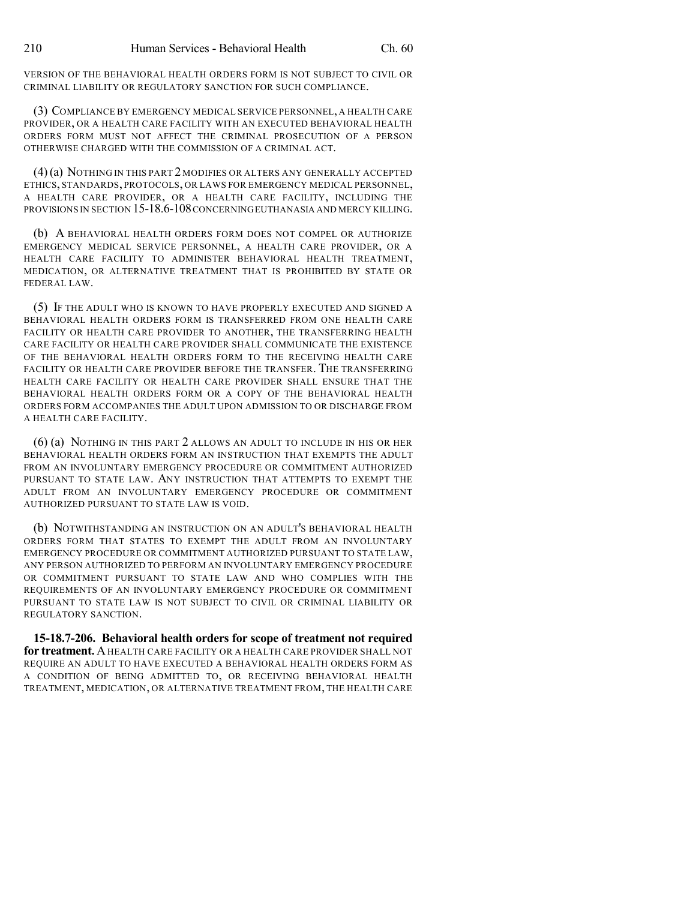VERSION OF THE BEHAVIORAL HEALTH ORDERS FORM IS NOT SUBJECT TO CIVIL OR CRIMINAL LIABILITY OR REGULATORY SANCTION FOR SUCH COMPLIANCE.

(3) COMPLIANCE BY EMERGENCY MEDICAL SERVICE PERSONNEL, A HEALTH CARE PROVIDER, OR A HEALTH CARE FACILITY WITH AN EXECUTED BEHAVIORAL HEALTH ORDERS FORM MUST NOT AFFECT THE CRIMINAL PROSECUTION OF A PERSON OTHERWISE CHARGED WITH THE COMMISSION OF A CRIMINAL ACT.

(4) (a) NOTHING IN THIS PART 2 MODIFIES OR ALTERS ANY GENERALLY ACCEPTED ETHICS, STANDARDS, PROTOCOLS, OR LAWS FOR EMERGENCY MEDICAL PERSONNEL, A HEALTH CARE PROVIDER, OR A HEALTH CARE FACILITY, INCLUDING THE PROVISIONS IN SECTION 15-18.6-108 CONCERNING EUTHANASIA AND MERCY KILLING.

(b) A BEHAVIORAL HEALTH ORDERS FORM DOES NOT COMPEL OR AUTHORIZE EMERGENCY MEDICAL SERVICE PERSONNEL, A HEALTH CARE PROVIDER, OR A HEALTH CARE FACILITY TO ADMINISTER BEHAVIORAL HEALTH TREATMENT, MEDICATION, OR ALTERNATIVE TREATMENT THAT IS PROHIBITED BY STATE OR FEDERAL LAW.

(5) IF THE ADULT WHO IS KNOWN TO HAVE PROPERLY EXECUTED AND SIGNED A BEHAVIORAL HEALTH ORDERS FORM IS TRANSFERRED FROM ONE HEALTH CARE FACILITY OR HEALTH CARE PROVIDER TO ANOTHER, THE TRANSFERRING HEALTH CARE FACILITY OR HEALTH CARE PROVIDER SHALL COMMUNICATE THE EXISTENCE OF THE BEHAVIORAL HEALTH ORDERS FORM TO THE RECEIVING HEALTH CARE FACILITY OR HEALTH CARE PROVIDER BEFORE THE TRANSFER. THE TRANSFERRING HEALTH CARE FACILITY OR HEALTH CARE PROVIDER SHALL ENSURE THAT THE BEHAVIORAL HEALTH ORDERS FORM OR A COPY OF THE BEHAVIORAL HEALTH ORDERS FORM ACCOMPANIES THE ADULT UPON ADMISSION TO OR DISCHARGE FROM A HEALTH CARE FACILITY.

(6) (a) NOTHING IN THIS PART 2 ALLOWS AN ADULT TO INCLUDE IN HIS OR HER BEHAVIORAL HEALTH ORDERS FORM AN INSTRUCTION THAT EXEMPTS THE ADULT FROM AN INVOLUNTARY EMERGENCY PROCEDURE OR COMMITMENT AUTHORIZED PURSUANT TO STATE LAW. ANY INSTRUCTION THAT ATTEMPTS TO EXEMPT THE ADULT FROM AN INVOLUNTARY EMERGENCY PROCEDURE OR COMMITMENT AUTHORIZED PURSUANT TO STATE LAW IS VOID.

(b) NOTWITHSTANDING AN INSTRUCTION ON AN ADULT'S BEHAVIORAL HEALTH ORDERS FORM THAT STATES TO EXEMPT THE ADULT FROM AN INVOLUNTARY EMERGENCY PROCEDURE OR COMMITMENT AUTHORIZED PURSUANT TO STATE LAW, ANY PERSON AUTHORIZED TO PERFORM AN INVOLUNTARY EMERGENCY PROCEDURE OR COMMITMENT PURSUANT TO STATE LAW AND WHO COMPLIES WITH THE REQUIREMENTS OF AN INVOLUNTARY EMERGENCY PROCEDURE OR COMMITMENT PURSUANT TO STATE LAW IS NOT SUBJECT TO CIVIL OR CRIMINAL LIABILITY OR REGULATORY SANCTION.

**15-18.7-206. Behavioral health orders for scope of treatment not required for treatment.** A HEALTH CARE FACILITY OR A HEALTH CARE PROVIDER SHALL NOT REQUIRE AN ADULT TO HAVE EXECUTED A BEHAVIORAL HEALTH ORDERS FORM AS A CONDITION OF BEING ADMITTED TO, OR RECEIVING BEHAVIORAL HEALTH TREATMENT, MEDICATION, OR ALTERNATIVE TREATMENT FROM, THE HEALTH CARE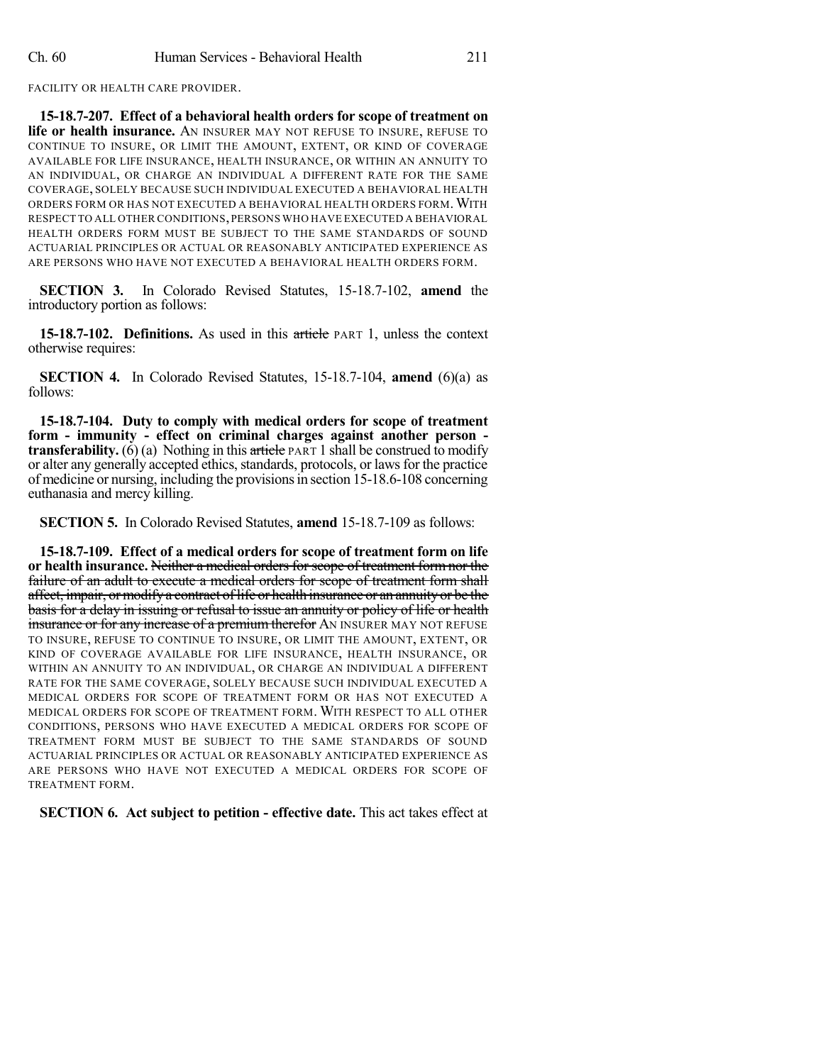FACILITY OR HEALTH CARE PROVIDER.

**15-18.7-207. Effect of a behavioral health orders for scope of treatment on life or health insurance.** AN INSURER MAY NOT REFUSE TO INSURE, REFUSE TO CONTINUE TO INSURE, OR LIMIT THE AMOUNT, EXTENT, OR KIND OF COVERAGE AVAILABLE FOR LIFE INSURANCE, HEALTH INSURANCE, OR WITHIN AN ANNUITY TO AN INDIVIDUAL, OR CHARGE AN INDIVIDUAL A DIFFERENT RATE FOR THE SAME COVERAGE, SOLELY BECAUSE SUCH INDIVIDUAL EXECUTED A BEHAVIORAL HEALTH ORDERS FORM OR HAS NOT EXECUTED A BEHAVIORAL HEALTH ORDERS FORM. WITH RESPECT TO ALL OTHER CONDITIONS, PERSONS WHO HAVE EXECUTED A BEHAVIORAL HEALTH ORDERS FORM MUST BE SUBJECT TO THE SAME STANDARDS OF SOUND ACTUARIAL PRINCIPLES OR ACTUAL OR REASONABLY ANTICIPATED EXPERIENCE AS ARE PERSONS WHO HAVE NOT EXECUTED A BEHAVIORAL HEALTH ORDERS FORM.

**SECTION 3.** In Colorado Revised Statutes, 15-18.7-102, **amend** the introductory portion as follows:

**15-18.7-102. Definitions.** As used in this ~~article~~ PART 1, unless the context otherwise requires:

**SECTION 4.** In Colorado Revised Statutes, 15-18.7-104, **amend** (6)(a) as follows:

**15-18.7-104. Duty to comply with medical orders for scope of treatment form - immunity - effect on criminal charges against another person - transferability.** (6) (a) Nothing in this ~~article~~ PART 1 shall be construed to modify or alter any generally accepted ethics, standards, protocols, or laws for the practice of medicine or nursing, including the provisions in section 15-18.6-108 concerning euthanasia and mercy killing.

**SECTION 5.** In Colorado Revised Statutes, **amend** 15-18.7-109 as follows:

**15-18.7-109. Effect of a medical orders for scope of treatment form on life or health insurance.** ~~Neither a medical orders for scope of treatment form nor the failure of an adult to execute a medical orders for scope of treatment form shall affect, impair, or modify a contract of life or health insurance or an annuity or be the basis for a delay in issuing or refusal to issue an annuity or policy of life or health insurance or for any increase of a premium therefor~~ AN INSURER MAY NOT REFUSE TO INSURE, REFUSE TO CONTINUE TO INSURE, OR LIMIT THE AMOUNT, EXTENT, OR KIND OF COVERAGE AVAILABLE FOR LIFE INSURANCE, HEALTH INSURANCE, OR WITHIN AN ANNUITY TO AN INDIVIDUAL, OR CHARGE AN INDIVIDUAL A DIFFERENT RATE FOR THE SAME COVERAGE, SOLELY BECAUSE SUCH INDIVIDUAL EXECUTED A MEDICAL ORDERS FOR SCOPE OF TREATMENT FORM OR HAS NOT EXECUTED A MEDICAL ORDERS FOR SCOPE OF TREATMENT FORM. WITH RESPECT TO ALL OTHER CONDITIONS, PERSONS WHO HAVE EXECUTED A MEDICAL ORDERS FOR SCOPE OF TREATMENT FORM MUST BE SUBJECT TO THE SAME STANDARDS OF SOUND ACTUARIAL PRINCIPLES OR ACTUAL OR REASONABLY ANTICIPATED EXPERIENCE AS ARE PERSONS WHO HAVE NOT EXECUTED A MEDICAL ORDERS FOR SCOPE OF TREATMENT FORM.

**SECTION 6. Act subject to petition - effective date.** This act takes effect at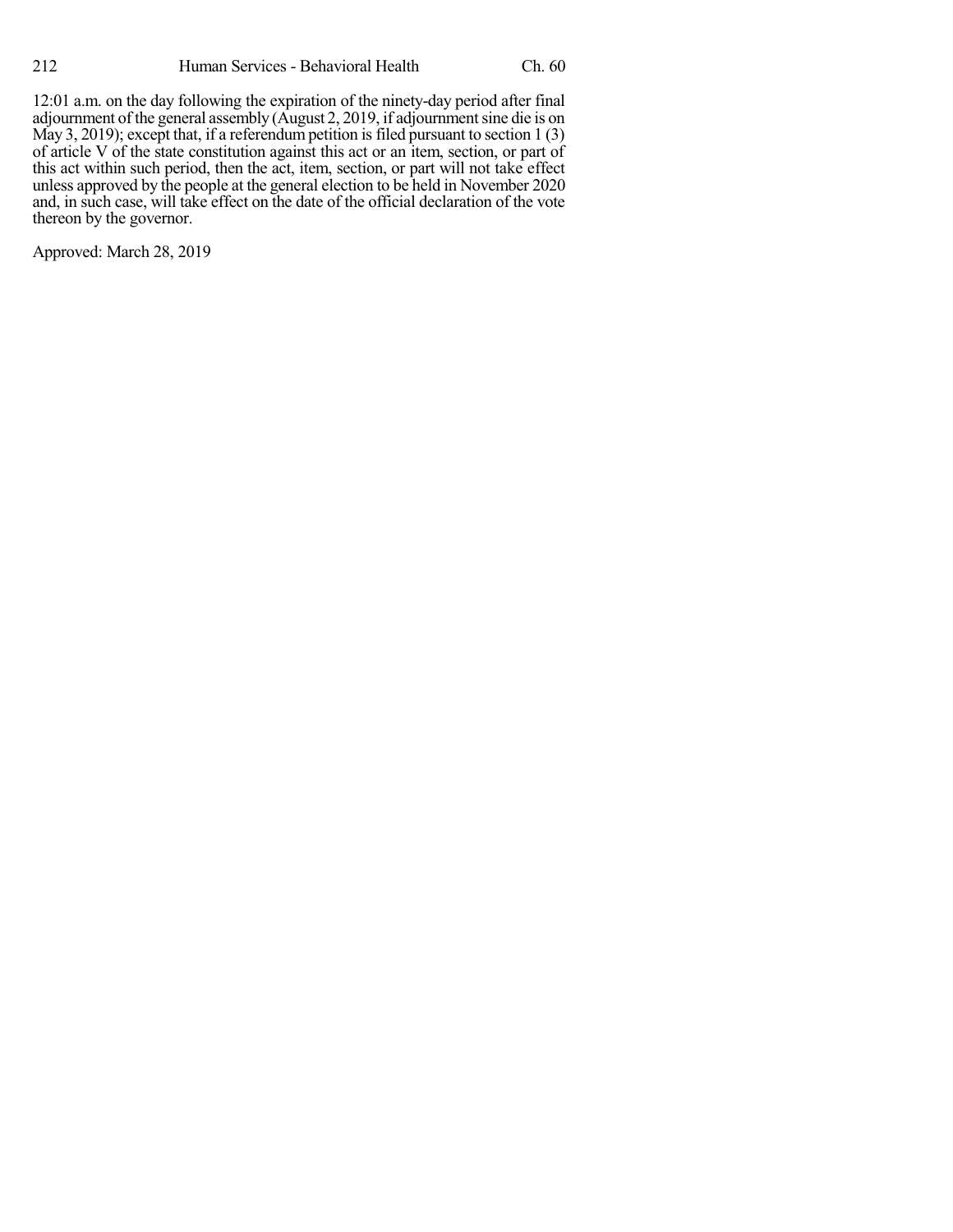12:01 a.m. on the day following the expiration of the ninety-day period after final adjournment of the general assembly (August 2, 2019, if adjournment sine die is on May 3, 2019); except that, if a referendum petition is filed pursuant to section 1 (3) of article V of the state constitution against this act or an item, section, or part of this act within such period, then the act, item, section, or part will not take effect unless approved by the people at the general election to be held in November 2020 and, in such case, will take effect on the date of the official declaration of the vote thereon by the governor.

Approved: March 28, 2019